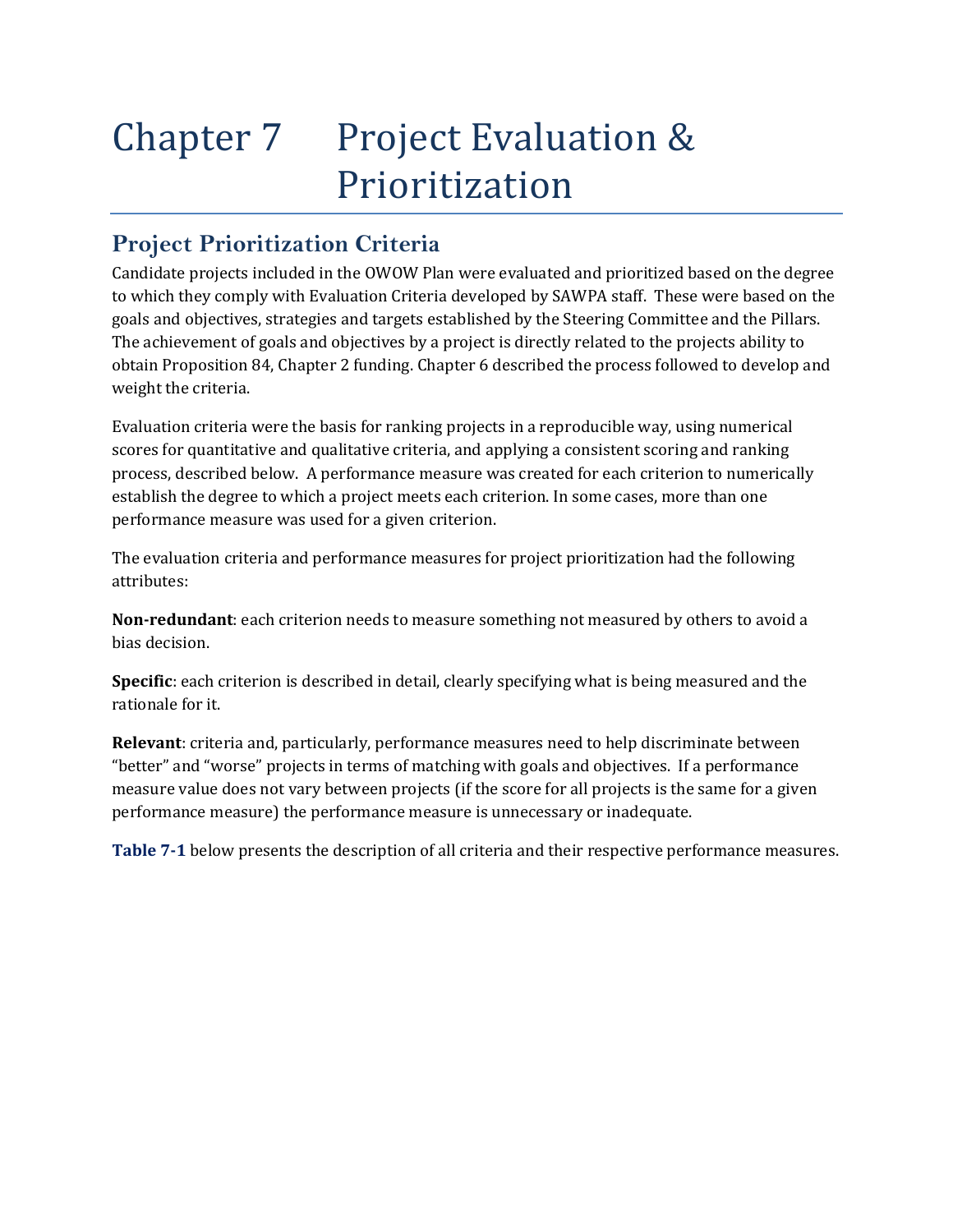# Chapter 7 Project Evaluation & Prioritization

## Project Prioritization Criteria

Candidate projects included in the OWOW Plan were evaluated and prioritized based on the degree to which they comply with Evaluation Criteria developed by SAWPA staff. These were based on the goals and objectives, strategies and targets established by the Steering Committee and the Pillars. The achievement of goals and objectives by a project is directly related to the projects ability to obtain Proposition 84, Chapter 2 funding. Chapter 6 described the process followed to develop and weight the criteria.

Evaluation criteria were the basis for ranking projects in a reproducible way, using numerical scores for quantitative and qualitative criteria, and applying a consistent scoring and ranking process, described below. A performance measure was created for each criterion to numerically establish the degree to which a project meets each criterion. In some cases, more than one performance measure was used for a given criterion.

The evaluation criteria and performance measures for project prioritization had the following attributes:

**Non-redundant**: each criterion needs to measure something not measured by others to avoid a bias decision.

**Specific**: each criterion is described in detail, clearly specifying what is being measured and the rationale for it.

**Relevant**: criteria and, particularly, performance measures need to help discriminate between "better" and "worse" projects in terms of matching with goals and objectives. If a performance measure value does not vary between projects (if the score for all projects is the same for a given performance measure) the performance measure is unnecessary or inadequate.

**Table 7-1** below presents the description of all criteria and their respective performance measures.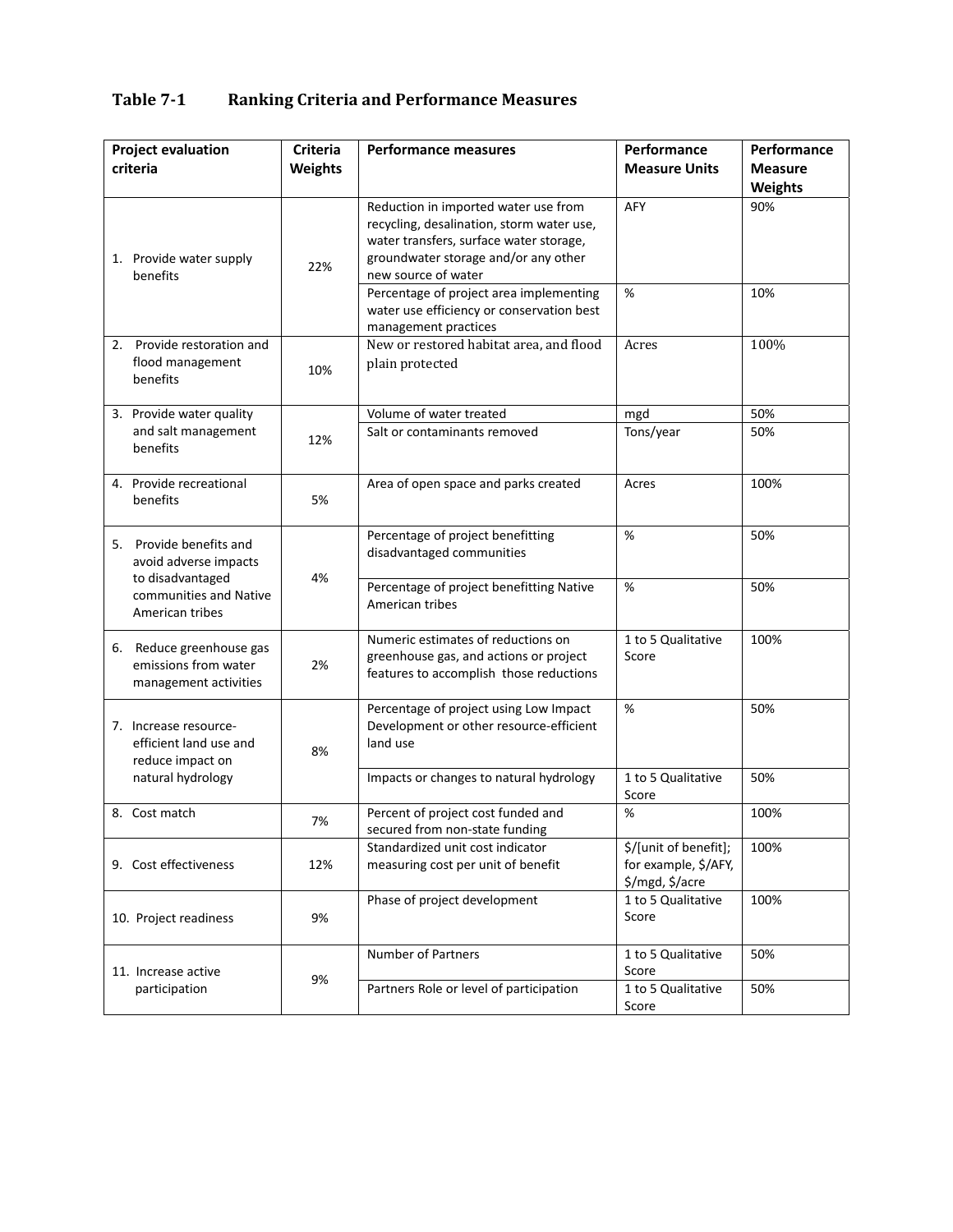**Table 7-1 Ranking Criteria and Performance Measures**

| Project evaluation criteria | Criteria Weights | Performance measures | Performance Measure Units | Performance Measure Weights |
|---|---|---|---|---|
| 1. Provide water supply benefits | 22% | Reduction in imported water use from recycling, desalination, storm water use, water transfers, surface water storage, groundwater storage and/or any other new source of water | AFY | 90% |
| | | Percentage of project area implementing water use efficiency or conservation best management practices | % | 10% |
| 2. Provide restoration and flood management benefits | 10% | New or restored habitat area, and flood plain protected | Acres | 100% |
| 3. Provide water quality and salt management benefits | 12% | Volume of water treated | mgd | 50% |
| | | Salt or contaminants removed | Tons/year | 50% |
| 4. Provide recreational benefits | 5% | Area of open space and parks created | Acres | 100% |
| 5. Provide benefits and avoid adverse impacts to disadvantaged communities and Native American tribes | 4% | Percentage of project benefitting disadvantaged communities | % | 50% |
| | | Percentage of project benefitting Native American tribes | % | 50% |
| 6. Reduce greenhouse gas emissions from water management activities | 2% | Numeric estimates of reductions on greenhouse gas, and actions or project features to accomplish those reductions | 1 to 5 Qualitative Score | 100% |
| 7. Increase resource-efficient land use and reduce impact on natural hydrology | 8% | Percentage of project using Low Impact Development or other resource-efficient land use | % | 50% |
| | | Impacts or changes to natural hydrology | 1 to 5 Qualitative Score | 50% |
| 8. Cost match | 7% | Percent of project cost funded and secured from non-state funding | % | 100% |
| 9. Cost effectiveness | 12% | Standardized unit cost indicator measuring cost per unit of benefit | $/[unit of benefit]; for example, $/AFY, $/mgd, $/acre | 100% |
| 10. Project readiness | 9% | Phase of project development | 1 to 5 Qualitative Score | 100% |
| 11. Increase active participation | 9% | Number of Partners | 1 to 5 Qualitative Score | 50% |
| | | Partners Role or level of participation | 1 to 5 Qualitative Score | 50% |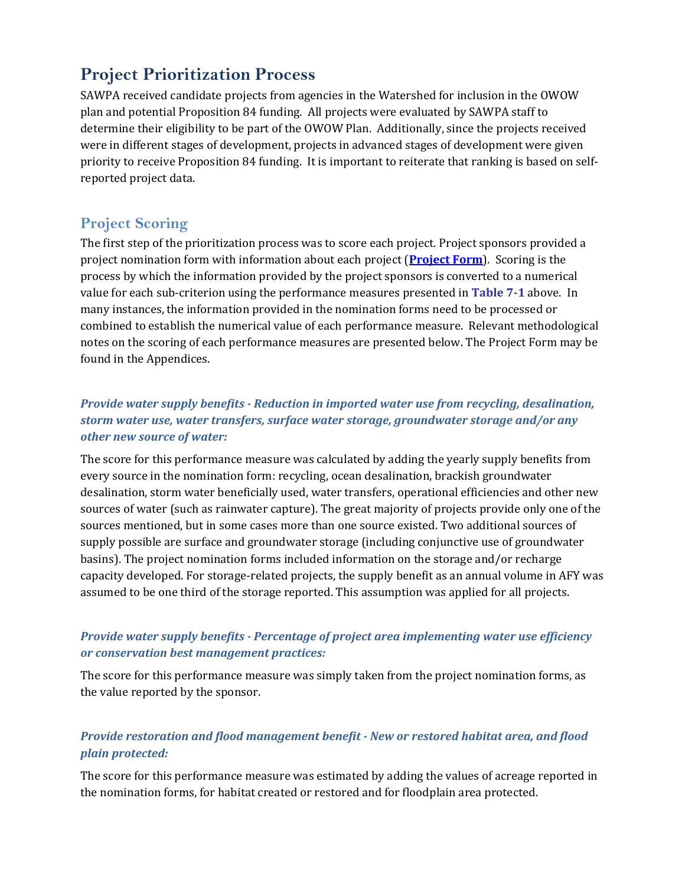# Project Prioritization Process

SAWPA received candidate projects from agencies in the Watershed for inclusion in the OWOW plan and potential Proposition 84 funding. All projects were evaluated by SAWPA staff to determine their eligibility to be part of the OWOW Plan. Additionally, since the projects received were in different stages of development, projects in advanced stages of development were given priority to receive Proposition 84 funding. It is important to reiterate that ranking is based on self-reported project data.

## Project Scoring

The first step of the prioritization process was to score each project. Project sponsors provided a project nomination form with information about each project (**Project Form**). Scoring is the process by which the information provided by the project sponsors is converted to a numerical value for each sub-criterion using the performance measures presented in **Table 7-1** above. In many instances, the information provided in the nomination forms need to be processed or combined to establish the numerical value of each performance measure. Relevant methodological notes on the scoring of each performance measures are presented below. The Project Form may be found in the Appendices.

### *Provide water supply benefits - Reduction in imported water use from recycling, desalination, storm water use, water transfers, surface water storage, groundwater storage and/or any other new source of water:*

The score for this performance measure was calculated by adding the yearly supply benefits from every source in the nomination form: recycling, ocean desalination, brackish groundwater desalination, storm water beneficially used, water transfers, operational efficiencies and other new sources of water (such as rainwater capture). The great majority of projects provide only one of the sources mentioned, but in some cases more than one source existed. Two additional sources of supply possible are surface and groundwater storage (including conjunctive use of groundwater basins). The project nomination forms included information on the storage and/or recharge capacity developed. For storage-related projects, the supply benefit as an annual volume in AFY was assumed to be one third of the storage reported. This assumption was applied for all projects.

### *Provide water supply benefits - Percentage of project area implementing water use efficiency or conservation best management practices:*

The score for this performance measure was simply taken from the project nomination forms, as the value reported by the sponsor.

### *Provide restoration and flood management benefit - New or restored habitat area, and flood plain protected:*

The score for this performance measure was estimated by adding the values of acreage reported in the nomination forms, for habitat created or restored and for floodplain area protected.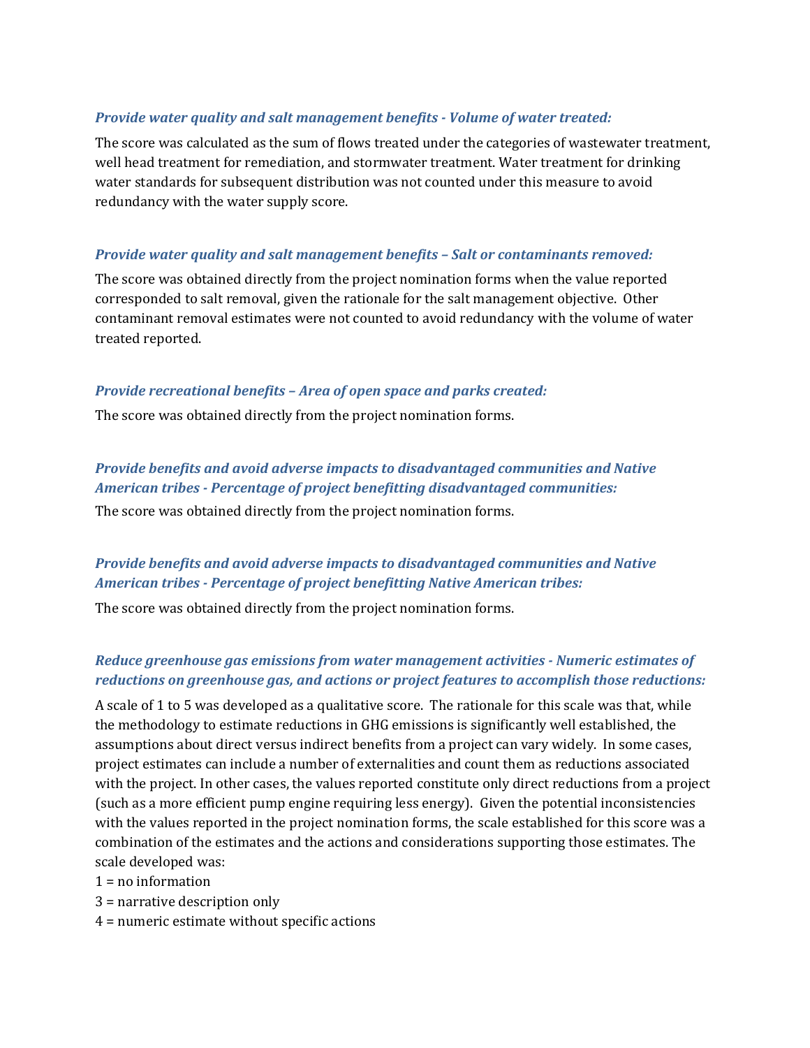### *Provide water quality and salt management benefits - Volume of water treated:*

The score was calculated as the sum of flows treated under the categories of wastewater treatment, well head treatment for remediation, and stormwater treatment. Water treatment for drinking water standards for subsequent distribution was not counted under this measure to avoid redundancy with the water supply score.

### *Provide water quality and salt management benefits – Salt or contaminants removed:*

The score was obtained directly from the project nomination forms when the value reported corresponded to salt removal, given the rationale for the salt management objective. Other contaminant removal estimates were not counted to avoid redundancy with the volume of water treated reported.

### *Provide recreational benefits – Area of open space and parks created:*

The score was obtained directly from the project nomination forms.

### *Provide benefits and avoid adverse impacts to disadvantaged communities and Native American tribes - Percentage of project benefitting disadvantaged communities:*

The score was obtained directly from the project nomination forms.

### *Provide benefits and avoid adverse impacts to disadvantaged communities and Native American tribes - Percentage of project benefitting Native American tribes:*

The score was obtained directly from the project nomination forms.

### *Reduce greenhouse gas emissions from water management activities - Numeric estimates of reductions on greenhouse gas, and actions or project features to accomplish those reductions:*

A scale of 1 to 5 was developed as a qualitative score. The rationale for this scale was that, while the methodology to estimate reductions in GHG emissions is significantly well established, the assumptions about direct versus indirect benefits from a project can vary widely. In some cases, project estimates can include a number of externalities and count them as reductions associated with the project. In other cases, the values reported constitute only direct reductions from a project (such as a more efficient pump engine requiring less energy). Given the potential inconsistencies with the values reported in the project nomination forms, the scale established for this score was a combination of the estimates and the actions and considerations supporting those estimates. The scale developed was:

1 = no information
3 = narrative description only
4 = numeric estimate without specific actions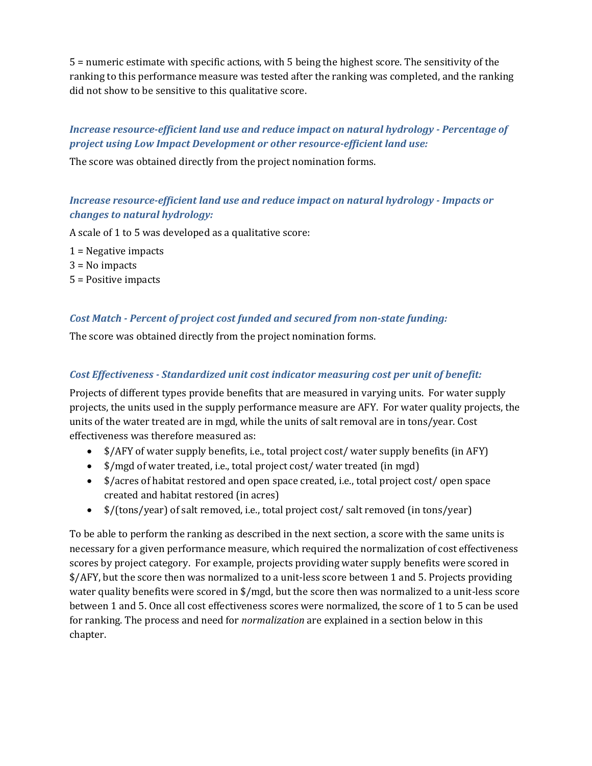5 = numeric estimate with specific actions, with 5 being the highest score. The sensitivity of the ranking to this performance measure was tested after the ranking was completed, and the ranking did not show to be sensitive to this qualitative score.

### *Increase resource-efficient land use and reduce impact on natural hydrology - Percentage of project using Low Impact Development or other resource-efficient land use:*

The score was obtained directly from the project nomination forms.

### *Increase resource-efficient land use and reduce impact on natural hydrology - Impacts or changes to natural hydrology:*

A scale of 1 to 5 was developed as a qualitative score:

1 = Negative impacts
3 = No impacts
5 = Positive impacts

### *Cost Match - Percent of project cost funded and secured from non-state funding:*

The score was obtained directly from the project nomination forms.

### *Cost Effectiveness - Standardized unit cost indicator measuring cost per unit of benefit:*

Projects of different types provide benefits that are measured in varying units. For water supply projects, the units used in the supply performance measure are AFY. For water quality projects, the units of the water treated are in mgd, while the units of salt removal are in tons/year. Cost effectiveness was therefore measured as:

- $/AFY of water supply benefits, i.e., total project cost/ water supply benefits (in AFY)
- $/mgd of water treated, i.e., total project cost/ water treated (in mgd)
- $/acres of habitat restored and open space created, i.e., total project cost/ open space created and habitat restored (in acres)
- $/(tons/year) of salt removed, i.e., total project cost/ salt removed (in tons/year)

To be able to perform the ranking as described in the next section, a score with the same units is necessary for a given performance measure, which required the normalization of cost effectiveness scores by project category. For example, projects providing water supply benefits were scored in $/AFY, but the score then was normalized to a unit-less score between 1 and 5. Projects providing water quality benefits were scored in $/mgd, but the score then was normalized to a unit-less score between 1 and 5. Once all cost effectiveness scores were normalized, the score of 1 to 5 can be used for ranking. The process and need for *normalization* are explained in a section below in this chapter.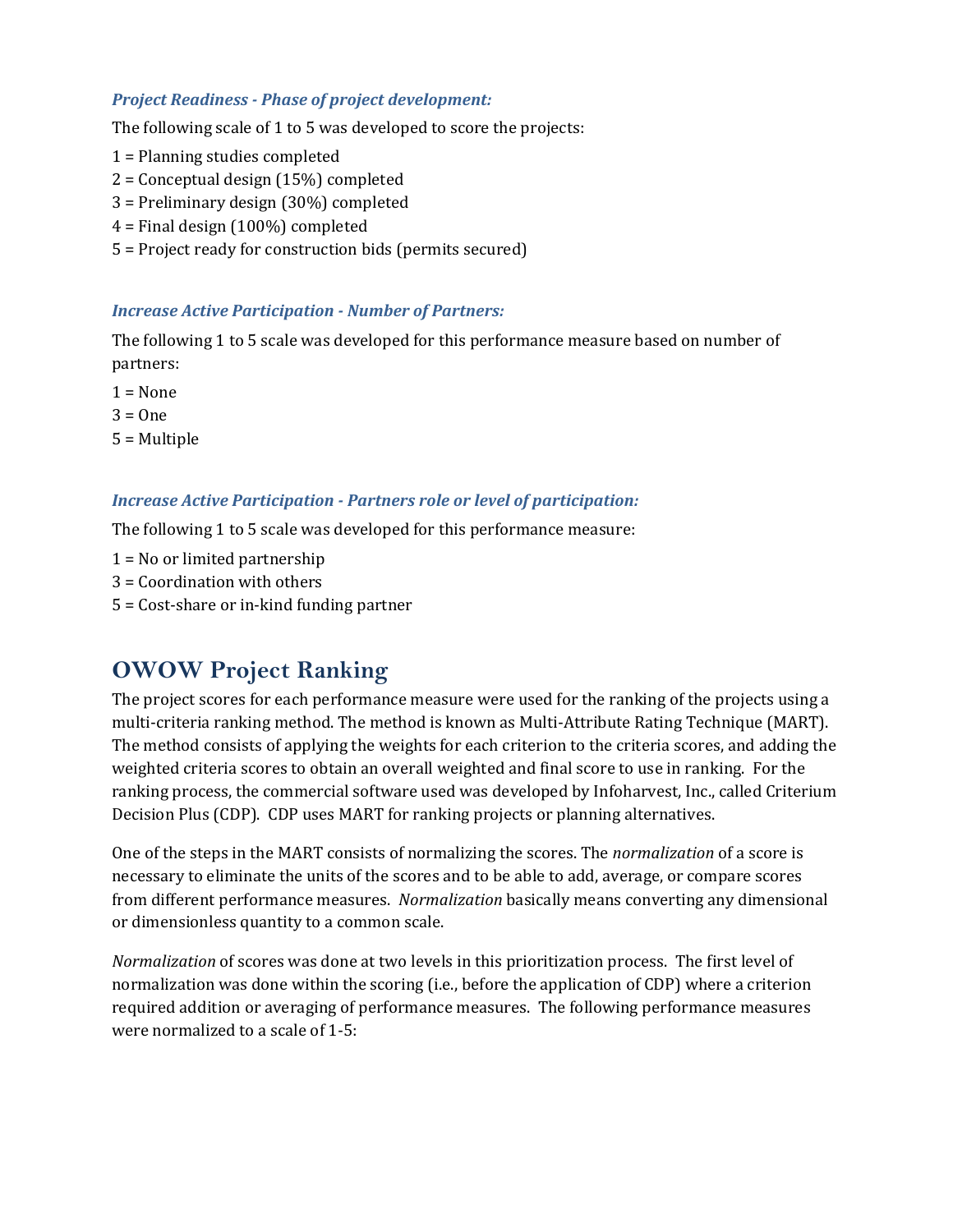### *Project Readiness - Phase of project development:*

The following scale of 1 to 5 was developed to score the projects:

1 = Planning studies completed
2 = Conceptual design (15%) completed
3 = Preliminary design (30%) completed
4 = Final design (100%) completed
5 = Project ready for construction bids (permits secured)

### *Increase Active Participation - Number of Partners:*

The following 1 to 5 scale was developed for this performance measure based on number of partners:

1 = None
3 = One
5 = Multiple

### *Increase Active Participation - Partners role or level of participation:*

The following 1 to 5 scale was developed for this performance measure:

1 = No or limited partnership
3 = Coordination with others
5 = Cost-share or in-kind funding partner

## OWOW Project Ranking

The project scores for each performance measure were used for the ranking of the projects using a multi-criteria ranking method. The method is known as Multi-Attribute Rating Technique (MART). The method consists of applying the weights for each criterion to the criteria scores, and adding the weighted criteria scores to obtain an overall weighted and final score to use in ranking. For the ranking process, the commercial software used was developed by Infoharvest, Inc., called Criterium Decision Plus (CDP). CDP uses MART for ranking projects or planning alternatives.

One of the steps in the MART consists of normalizing the scores. The *normalization* of a score is necessary to eliminate the units of the scores and to be able to add, average, or compare scores from different performance measures. *Normalization* basically means converting any dimensional or dimensionless quantity to a common scale.

*Normalization* of scores was done at two levels in this prioritization process. The first level of normalization was done within the scoring (i.e., before the application of CDP) where a criterion required addition or averaging of performance measures. The following performance measures were normalized to a scale of 1-5: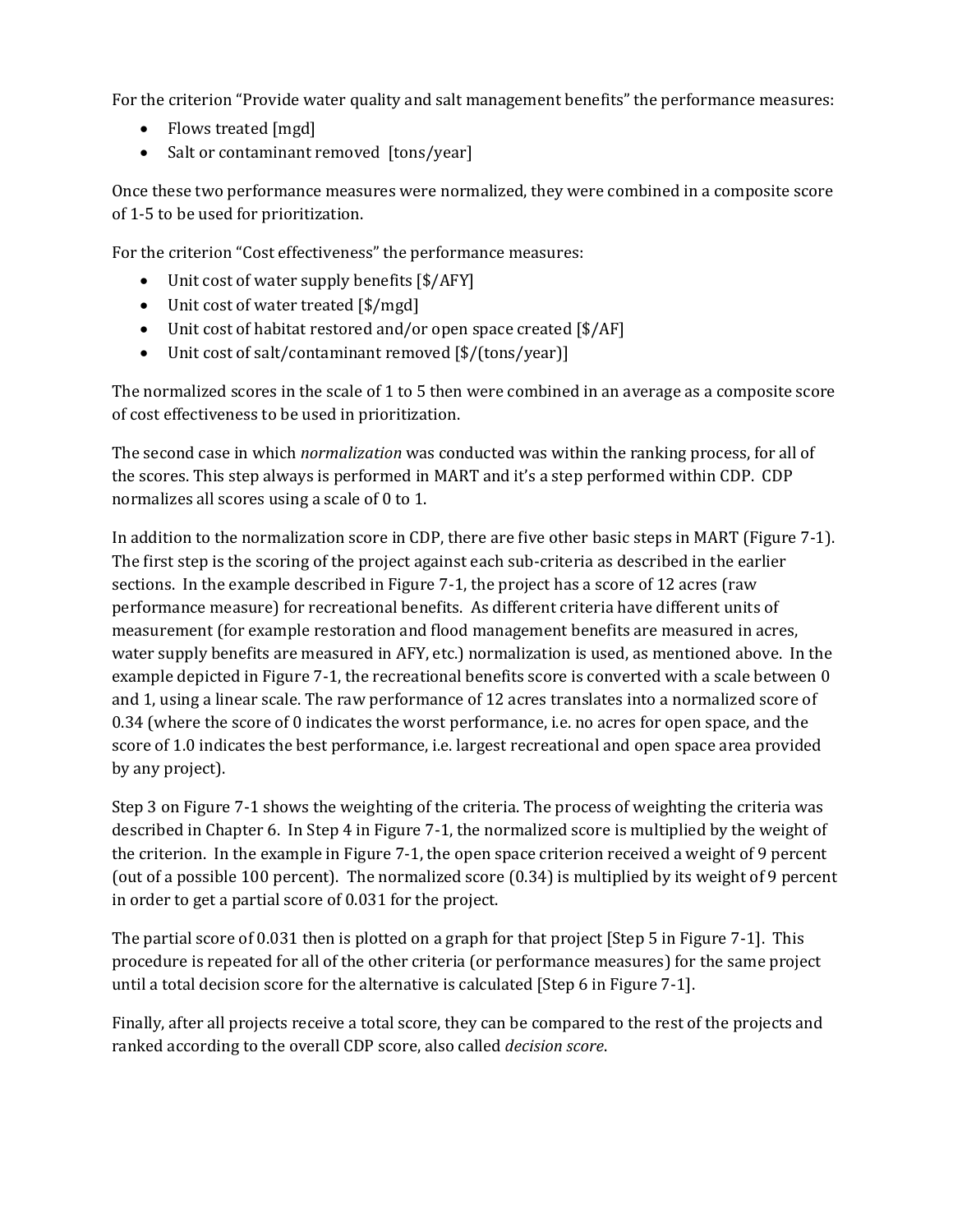For the criterion “Provide water quality and salt management benefits” the performance measures:

- Flows treated [mgd]
- Salt or contaminant removed [tons/year]

Once these two performance measures were normalized, they were combined in a composite score of 1-5 to be used for prioritization.

For the criterion “Cost effectiveness” the performance measures:

- Unit cost of water supply benefits [$/AFY]
- Unit cost of water treated [$/mgd]
- Unit cost of habitat restored and/or open space created [$/AF]
- Unit cost of salt/contaminant removed [$/(tons/year)]

The normalized scores in the scale of 1 to 5 then were combined in an average as a composite score of cost effectiveness to be used in prioritization.

The second case in which *normalization* was conducted was within the ranking process, for all of the scores. This step always is performed in MART and it’s a step performed within CDP. CDP normalizes all scores using a scale of 0 to 1.

In addition to the normalization score in CDP, there are five other basic steps in MART (Figure 7-1). The first step is the scoring of the project against each sub-criteria as described in the earlier sections. In the example described in Figure 7-1, the project has a score of 12 acres (raw performance measure) for recreational benefits. As different criteria have different units of measurement (for example restoration and flood management benefits are measured in acres, water supply benefits are measured in AFY, etc.) normalization is used, as mentioned above. In the example depicted in Figure 7-1, the recreational benefits score is converted with a scale between 0 and 1, using a linear scale. The raw performance of 12 acres translates into a normalized score of 0.34 (where the score of 0 indicates the worst performance, i.e. no acres for open space, and the score of 1.0 indicates the best performance, i.e. largest recreational and open space area provided by any project).

Step 3 on Figure 7-1 shows the weighting of the criteria. The process of weighting the criteria was described in Chapter 6. In Step 4 in Figure 7-1, the normalized score is multiplied by the weight of the criterion. In the example in Figure 7-1, the open space criterion received a weight of 9 percent (out of a possible 100 percent). The normalized score (0.34) is multiplied by its weight of 9 percent in order to get a partial score of 0.031 for the project.

The partial score of 0.031 then is plotted on a graph for that project [Step 5 in Figure 7-1]. This procedure is repeated for all of the other criteria (or performance measures) for the same project until a total decision score for the alternative is calculated [Step 6 in Figure 7-1].

Finally, after all projects receive a total score, they can be compared to the rest of the projects and ranked according to the overall CDP score, also called *decision score*.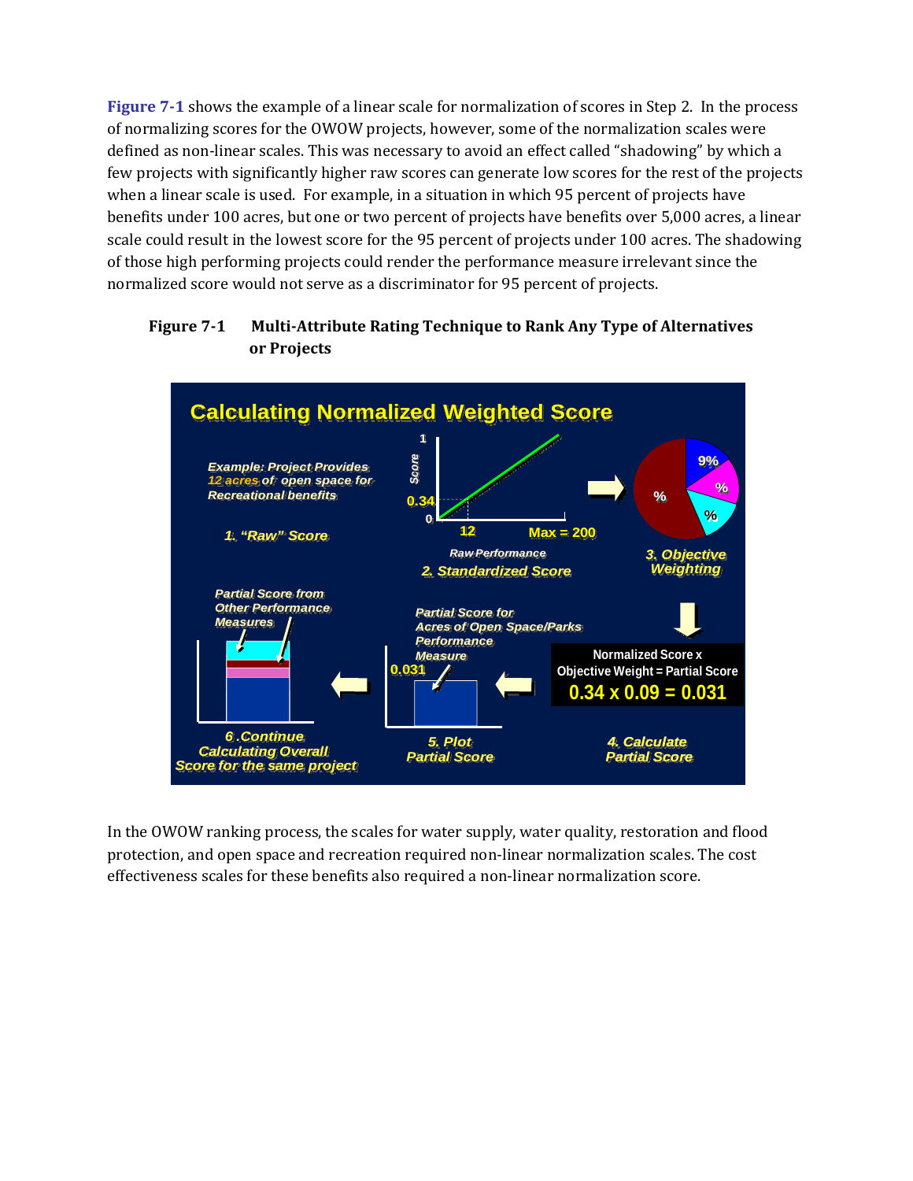**Figure 7-1** shows the example of a linear scale for normalization of scores in Step 2. In the process of normalizing scores for the OWOW projects, however, some of the normalization scales were defined as non-linear scales. This was necessary to avoid an effect called "shadowing" by which a few projects with significantly higher raw scores can generate low scores for the rest of the projects when a linear scale is used. For example, in a situation in which 95 percent of projects have benefits under 100 acres, but one or two percent of projects have benefits over 5,000 acres, a linear scale could result in the lowest score for the 95 percent of projects under 100 acres. The shadowing of those high performing projects could render the performance measure irrelevant since the normalized score would not serve as a discriminator for 95 percent of projects.

**Figure 7-1 Multi-Attribute Rating Technique to Rank Any Type of Alternatives or Projects**

In the OWOW ranking process, the scales for water supply, water quality, restoration and flood protection, and open space and recreation required non-linear normalization scales. The cost effectiveness scales for these benefits also required a non-linear normalization score.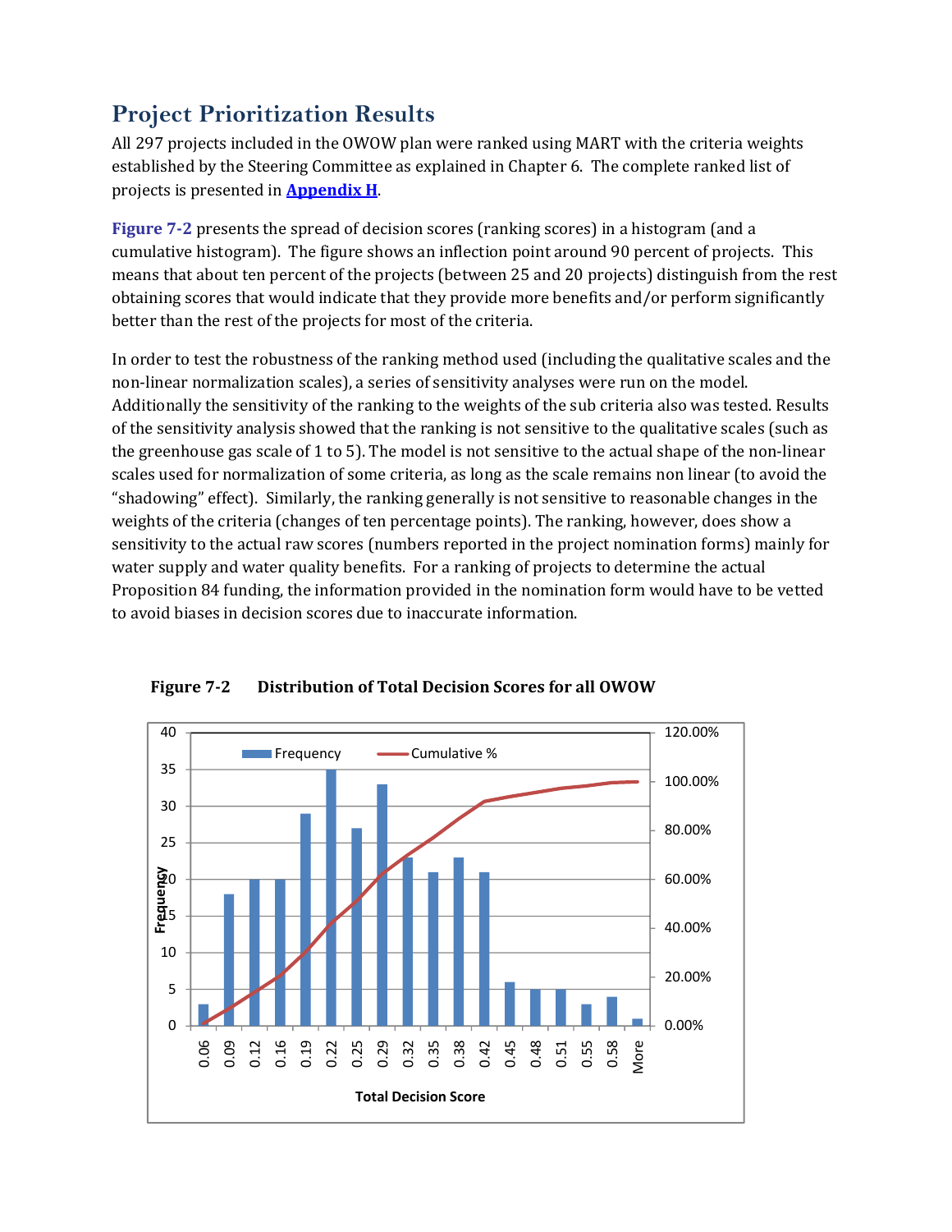## Project Prioritization Results

All 297 projects included in the OWOW plan were ranked using MART with the criteria weights established by the Steering Committee as explained in Chapter 6. The complete ranked list of projects is presented in **Appendix H**.

**Figure 7-2** presents the spread of decision scores (ranking scores) in a histogram (and a cumulative histogram). The figure shows an inflection point around 90 percent of projects. This means that about ten percent of the projects (between 25 and 20 projects) distinguish from the rest obtaining scores that would indicate that they provide more benefits and/or perform significantly better than the rest of the projects for most of the criteria.

In order to test the robustness of the ranking method used (including the qualitative scales and the non-linear normalization scales), a series of sensitivity analyses were run on the model. Additionally the sensitivity of the ranking to the weights of the sub criteria also was tested. Results of the sensitivity analysis showed that the ranking is not sensitive to the qualitative scales (such as the greenhouse gas scale of 1 to 5). The model is not sensitive to the actual shape of the non-linear scales used for normalization of some criteria, as long as the scale remains non linear (to avoid the "shadowing" effect). Similarly, the ranking generally is not sensitive to reasonable changes in the weights of the criteria (changes of ten percentage points). The ranking, however, does show a sensitivity to the actual raw scores (numbers reported in the project nomination forms) mainly for water supply and water quality benefits. For a ranking of projects to determine the actual Proposition 84 funding, the information provided in the nomination form would have to be vetted to avoid biases in decision scores due to inaccurate information.

**Figure 7-2 Distribution of Total Decision Scores for all OWOW**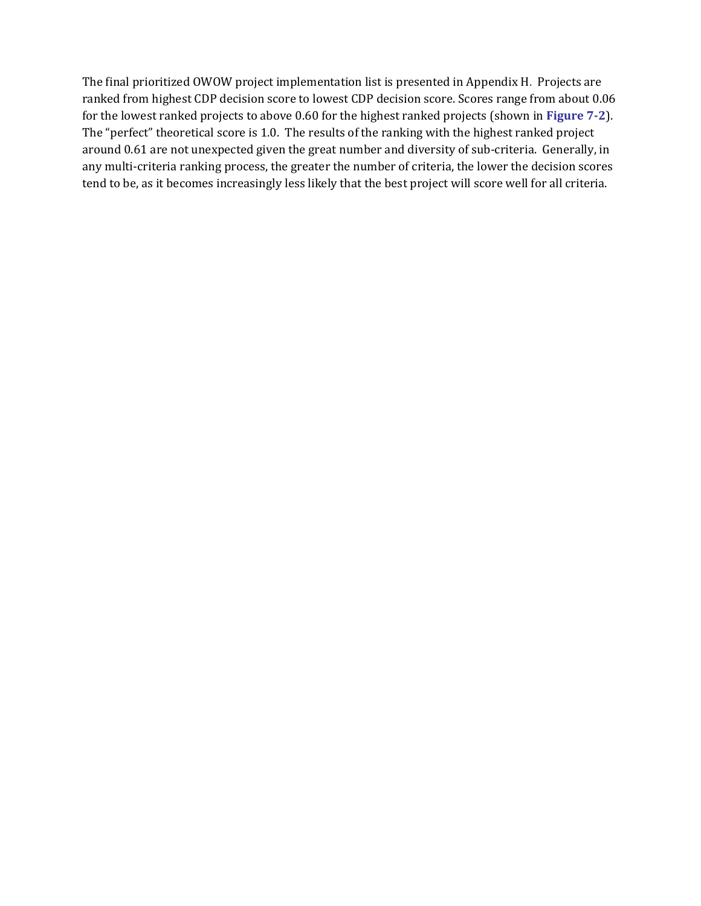The final prioritized OWOW project implementation list is presented in Appendix H. Projects are ranked from highest CDP decision score to lowest CDP decision score. Scores range from about 0.06 for the lowest ranked projects to above 0.60 for the highest ranked projects (shown in **Figure 7-2**). The "perfect" theoretical score is 1.0. The results of the ranking with the highest ranked project around 0.61 are not unexpected given the great number and diversity of sub-criteria. Generally, in any multi-criteria ranking process, the greater the number of criteria, the lower the decision scores tend to be, as it becomes increasingly less likely that the best project will score well for all criteria.